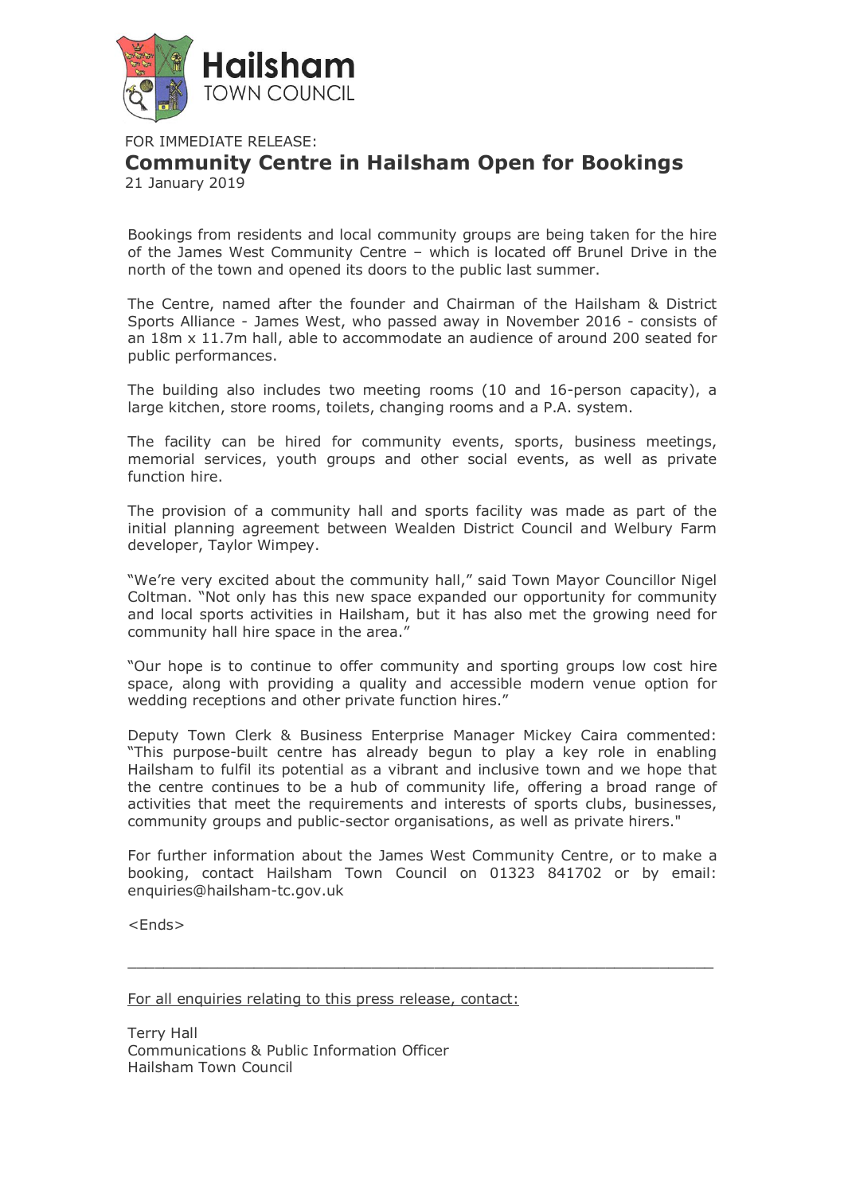**Hailsham**
TOWN COUNCIL

FOR IMMEDIATE RELEASE:

# Community Centre in Hailsham Open for Bookings

21 January 2019

Bookings from residents and local community groups are being taken for the hire of the James West Community Centre – which is located off Brunel Drive in the north of the town and opened its doors to the public last summer.

The Centre, named after the founder and Chairman of the Hailsham & District Sports Alliance - James West, who passed away in November 2016 - consists of an 18m x 11.7m hall, able to accommodate an audience of around 200 seated for public performances.

The building also includes two meeting rooms (10 and 16-person capacity), a large kitchen, store rooms, toilets, changing rooms and a P.A. system.

The facility can be hired for community events, sports, business meetings, memorial services, youth groups and other social events, as well as private function hire.

The provision of a community hall and sports facility was made as part of the initial planning agreement between Wealden District Council and Welbury Farm developer, Taylor Wimpey.

"We're very excited about the community hall," said Town Mayor Councillor Nigel Coltman. "Not only has this new space expanded our opportunity for community and local sports activities in Hailsham, but it has also met the growing need for community hall hire space in the area."

"Our hope is to continue to offer community and sporting groups low cost hire space, along with providing a quality and accessible modern venue option for wedding receptions and other private function hires."

Deputy Town Clerk & Business Enterprise Manager Mickey Caira commented: "This purpose-built centre has already begun to play a key role in enabling Hailsham to fulfil its potential as a vibrant and inclusive town and we hope that the centre continues to be a hub of community life, offering a broad range of activities that meet the requirements and interests of sports clubs, businesses, community groups and public-sector organisations, as well as private hirers."

For further information about the James West Community Centre, or to make a booking, contact Hailsham Town Council on 01323 841702 or by email: enquiries@hailsham-tc.gov.uk

<Ends>

---

For all enquiries relating to this press release, contact:

Terry Hall
Communications & Public Information Officer
Hailsham Town Council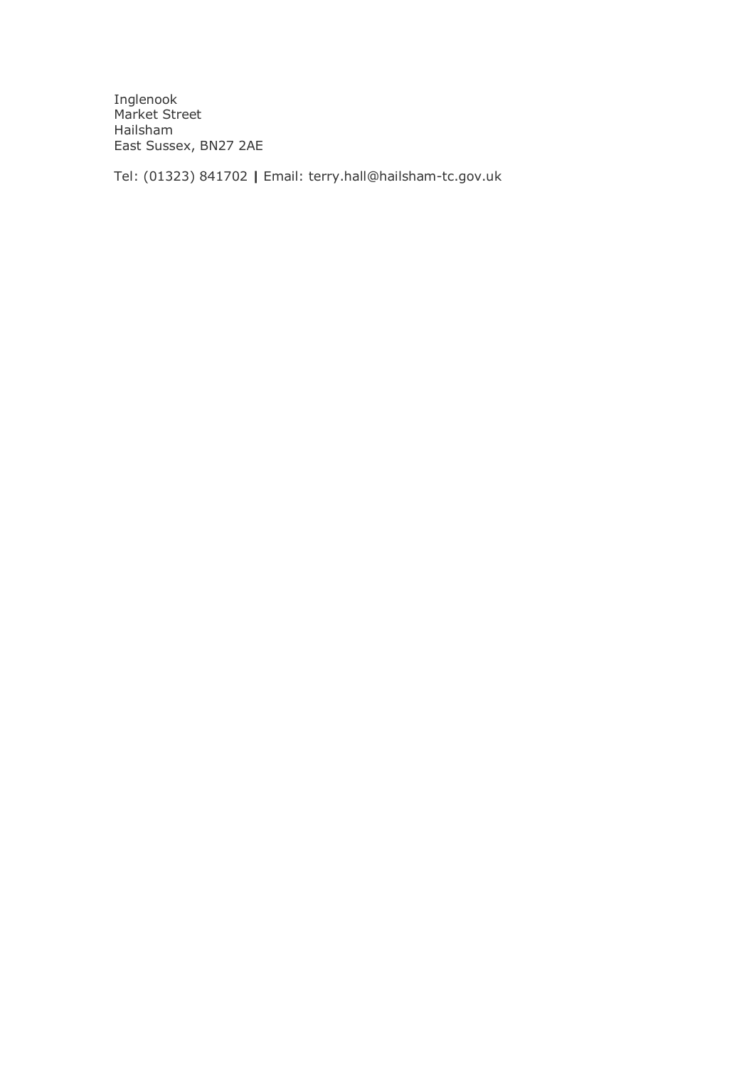Inglenook
Market Street
Hailsham
East Sussex, BN27 2AE

Tel: (01323) 841702 | Email: terry.hall@hailsham-tc.gov.uk